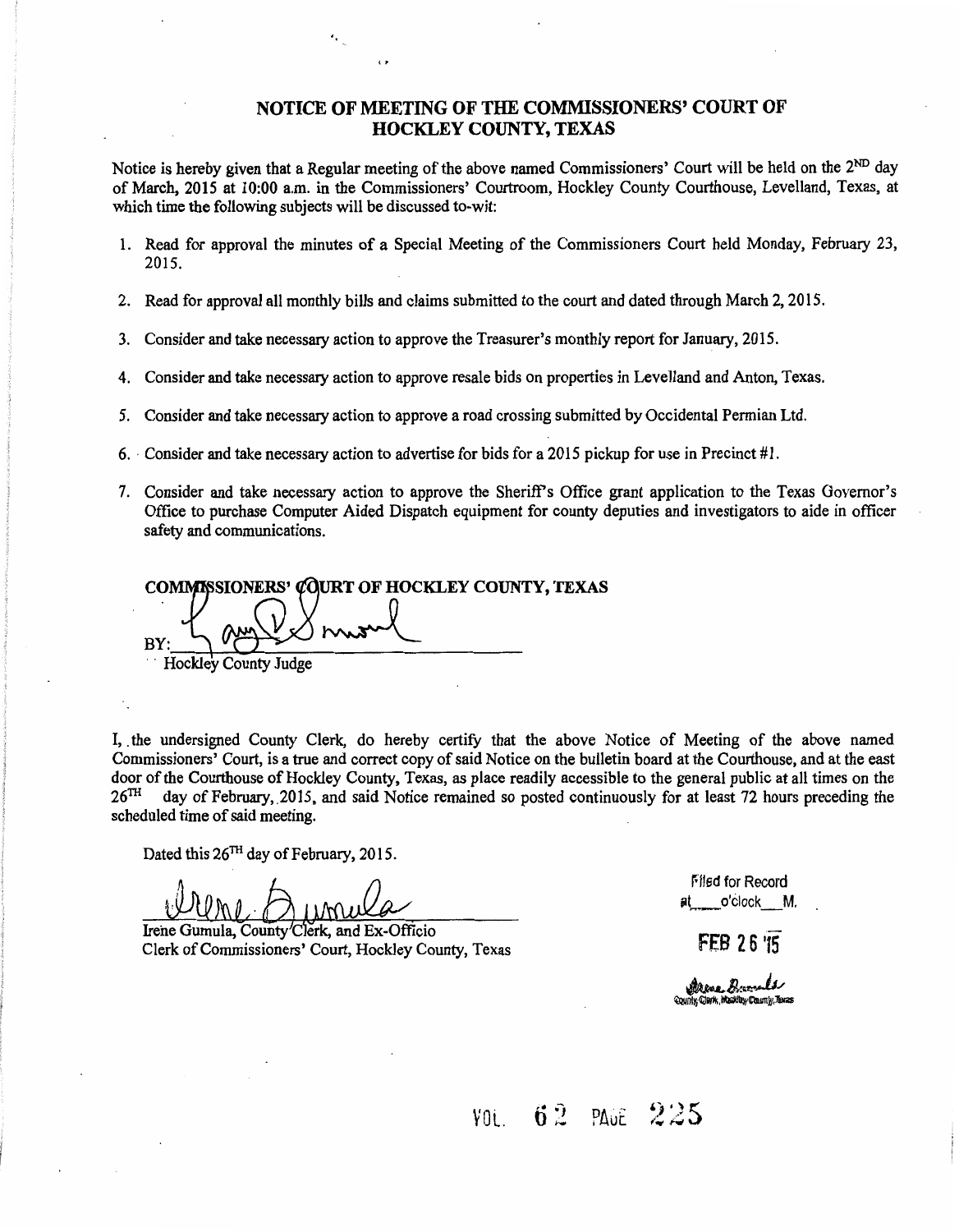# NOTICE OF MEETING OF THE COMMISSIONERS' COURT OF HOCKLEY COUNTY, TEXAS

Notice is hereby given that a Regular meeting of the above named Commissioners' Court will be held on the 2[ND] day of March, 2015 at 10:00 a.m. in the Commissioners' Courtroom, Hockley County Courthouse, Levelland, Texas, at which time the following subjects will be discussed to-wit:

1. Read for approval the minutes of a Special Meeting of the Commissioners Court held Monday, February 23, 2015.
2. Read for approval all monthly bills and claims submitted to the court and dated through March 2, 2015.
3. Consider and take necessary action to approve the Treasurer's monthly report for January, 2015.
4. Consider and take necessary action to approve resale bids on properties in Levelland and Anton, Texas.
5. Consider and take necessary action to approve a road crossing submitted by Occidental Permian Ltd.
6. Consider and take necessary action to advertise for bids for a 2015 pickup for use in Precinct #1.
7. Consider and take necessary action to approve the Sheriff's Office grant application to the Texas Governor's Office to purchase Computer Aided Dispatch equipment for county deputies and investigators to aide in officer safety and communications.

**COMMISSIONERS' COURT OF HOCKLEY COUNTY, TEXAS**

BY: ____________________

Hockley County Judge

I, the undersigned County Clerk, do hereby certify that the above Notice of Meeting of the above named Commissioners' Court, is a true and correct copy of said Notice on the bulletin board at the Courthouse, and at the east door of the Courthouse of Hockley County, Texas, as place readily accessible to the general public at all times on the 26[TH] day of February, 2015, and said Notice remained so posted continuously for at least 72 hours preceding the scheduled time of said meeting.

Dated this 26[TH] day of February, 2015.

____________________

Irene Gumula, County Clerk, and Ex-Officio
Clerk of Commissioners' Court, Hockley County, Texas

Filed for Record
at ___ o'clock ___ M.

FEB 26 '15

County Clerk, Hockley County, Texas

VOL. 62 PAGE 225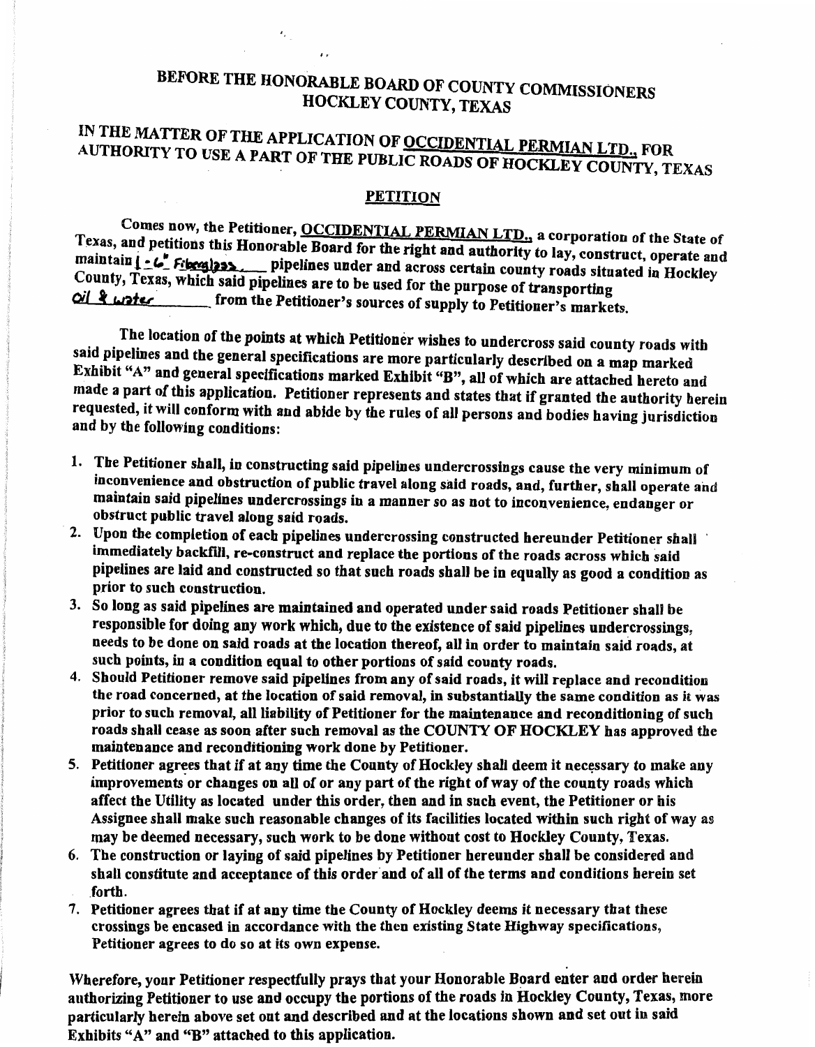# BEFORE THE HONORABLE BOARD OF COUNTY COMMISSIONERS HOCKLEY COUNTY, TEXAS

## IN THE MATTER OF THE APPLICATION OF OCCIDENTAL PERMIAN LTD., FOR AUTHORITY TO USE A PART OF THE PUBLIC ROADS OF HOCKLEY COUNTY, TEXAS

### PETITION

Comes now, the Petitioner, OCCIDENTAL PERMIAN LTD., a corporation of the State of Texas, and petitions this Honorable Board for the right and authority to lay, construct, operate and maintain 1 - 6" Fiberglass pipelines under and across certain county roads situated in Hockley County, Texas, which said pipelines are to be used for the purpose of transporting Oil & water from the Petitioner's sources of supply to Petitioner's markets.

The location of the points at which Petitioner wishes to undercross said county roads with said pipelines and the general specifications are more particularly described on a map marked Exhibit "A" and general specifications marked Exhibit "B", all of which are attached hereto and made a part of this application. Petitioner represents and states that if granted the authority herein requested, it will conform with and abide by the rules of all persons and bodies having jurisdiction and by the following conditions:

1. The Petitioner shall, in constructing said pipelines undercrossings cause the very minimum of inconvenience and obstruction of public travel along said roads, and, further, shall operate and maintain said pipelines undercrossings in a manner so as not to inconvenience, endanger or obstruct public travel along said roads.
2. Upon the completion of each pipelines undercrossing constructed hereunder Petitioner shall immediately backfill, re-construct and replace the portions of the roads across which said pipelines are laid and constructed so that such roads shall be in equally as good a condition as prior to such construction.
3. So long as said pipelines are maintained and operated under said roads Petitioner shall be responsible for doing any work which, due to the existence of said pipelines undercrossings, needs to be done on said roads at the location thereof, all in order to maintain said roads, at such points, in a condition equal to other portions of said county roads.
4. Should Petitioner remove said pipelines from any of said roads, it will replace and recondition the road concerned, at the location of said removal, in substantially the same condition as it was prior to such removal, all liability of Petitioner for the maintenance and reconditioning of such roads shall cease as soon after such removal as the COUNTY OF HOCKLEY has approved the maintenance and reconditioning work done by Petitioner.
5. Petitioner agrees that if at any time the County of Hockley shall deem it necessary to make any improvements or changes on all of or any part of the right of way of the county roads which affect the Utility as located under this order, then and in such event, the Petitioner or his Assignee shall make such reasonable changes of its facilities located within such right of way as may be deemed necessary, such work to be done without cost to Hockley County, Texas.
6. The construction or laying of said pipelines by Petitioner hereunder shall be considered and shall constitute and acceptance of this order and of all of the terms and conditions herein set forth.
7. Petitioner agrees that if at any time the County of Hockley deems it necessary that these crossings be encased in accordance with the then existing State Highway specifications, Petitioner agrees to do so at its own expense.

Wherefore, your Petitioner respectfully prays that your Honorable Board enter and order herein authorizing Petitioner to use and occupy the portions of the roads in Hockley County, Texas, more particularly herein above set out and described and at the locations shown and set out in said Exhibits "A" and "B" attached to this application.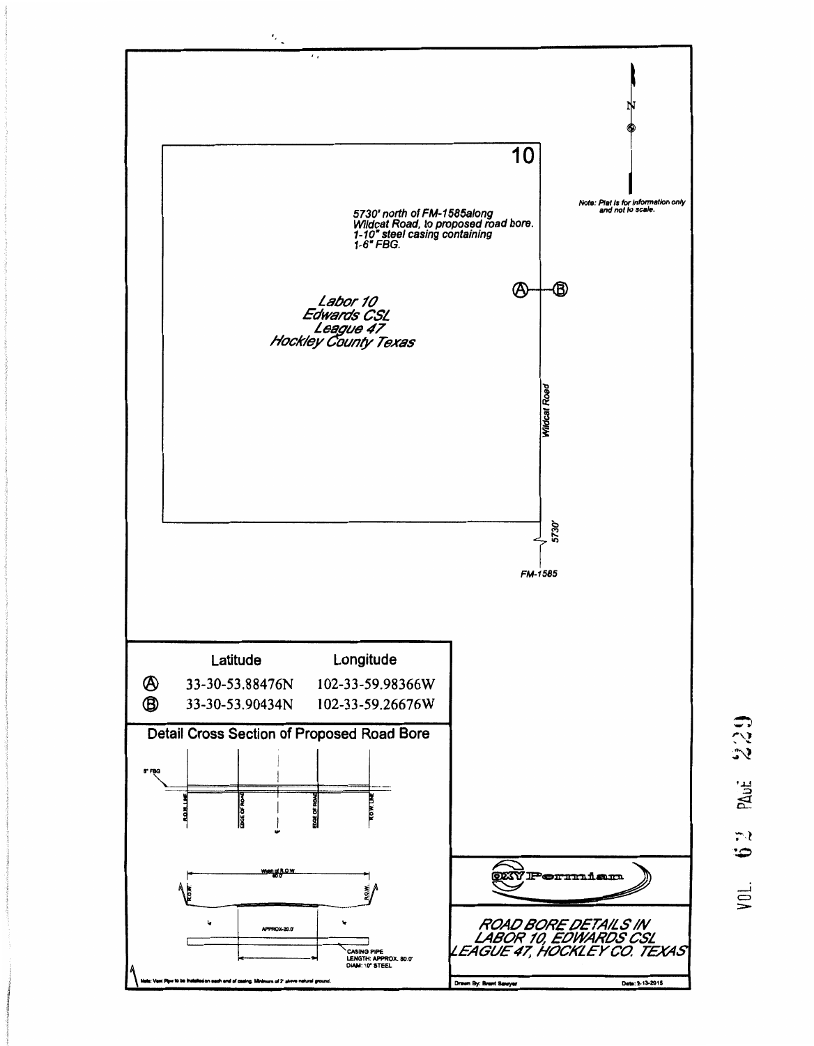10

Note: Plat is for information only and not to scale.

5730' north of FM-1585along Wildcat Road, to proposed road bore. 1-10" steel casing containing 1-6" FBG.

Ⓐ—Ⓑ

*Labor 10*
*Edwards CSL*
*League 47*
*Hockley County Texas*

Wildcat Road

5730'

FM-1585

| | Latitude | Longitude |
|---|---|---|
| Ⓐ | 33-30-53.88476N | 102-33-59.98366W |
| Ⓑ | 33-30-53.90434N | 102-33-59.26676W |

## Detail Cross Section of Proposed Road Bore

6" FBG

R.O.W. LINE · EDGE OF ROAD · EDGE OF ROAD · R.O.W. LINE

Width of R.O.W. 60.0'

R.O.W. · R.O.W.

APPROX-20.0'

CASING PIPE
LENGTH: APPROX. 80.0'
DIAM: 10" STEEL

Note: Vent Pipe to be installed on each end of casing. Minimum of 2' above natural ground.

OXY Permian

*ROAD BORE DETAILS IN LABOR 10, EDWARDS CSL LEAGUE 47, HOCKLEY CO. TEXAS*

Drawn By: Brent Sawyer · Date: 2-13-2015

VOL. 632 PAGE 229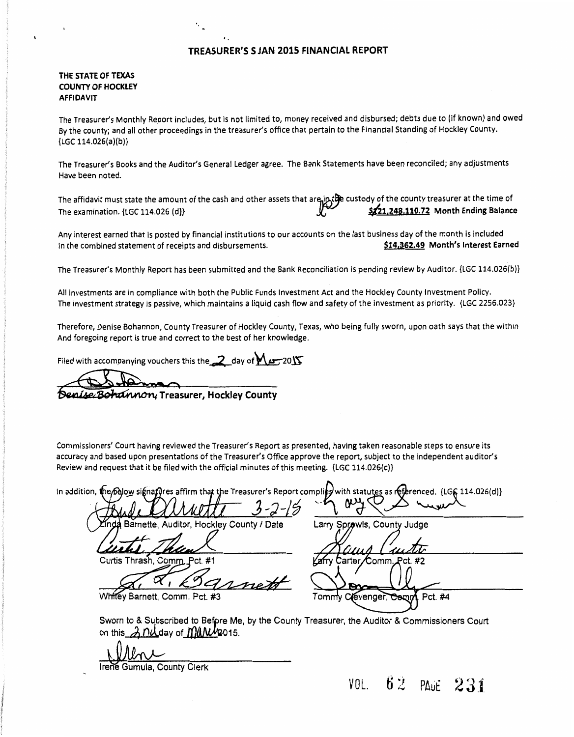# TREASURER'S S JAN 2015 FINANCIAL REPORT

**THE STATE OF TEXAS**
**COUNTY OF HOCKLEY**
**AFFIDAVIT**

The Treasurer's Monthly Report includes, but is not limited to, money received and disbursed; debts due to (if known) and owed By the county; and all other proceedings in the treasurer's office that pertain to the Financial Standing of Hockley County. {LGC 114.026(a)(b)}

The Treasurer's Books and the Auditor's General Ledger agree. The Bank Statements have been reconciled; any adjustments Have been noted.

The affidavit must state the amount of the cash and other assets that are in the custody of the county treasurer at the time of The examination. {LGC 114.026 (d)} **$21,248,110.72 Month Ending Balance**

Any interest earned that is posted by financial institutions to our accounts on the last business day of the month is included In the combined statement of receipts and disbursements. **$14,362.49 Month's Interest Earned**

The Treasurer's Monthly Report has been submitted and the Bank Reconciliation is pending review by Auditor. {LGC 114.026(b)}

All investments are in compliance with both the Public Funds Investment Act and the Hockley County Investment Policy. The investment strategy is passive, which maintains a liquid cash flow and safety of the investment as priority. {LGC 2256.023}

Therefore, Denise Bohannon, County Treasurer of Hockley County, Texas, who being fully sworn, upon oath says that the within And foregoing report is true and correct to the best of her knowledge.

Filed with accompanying vouchers this the 2 day of Mar 2015

**Denise Bohannon, Treasurer, Hockley County**

Commissioners' Court having reviewed the Treasurer's Report as presented, having taken reasonable steps to ensure its accuracy and based upon presentations of the Treasurer's Office approve the report, subject to the independent auditor's Review and request that it be filed with the official minutes of this meeting. {LGC 114.026(c)}

In addition, the below signatures affirm that the Treasurer's Report complies with statutes as referenced. {LGC 114.026(d)}

Linda Barnette, Auditor, Hockley County / Date 3-2-15

Larry Sprowls, County Judge

Curtis Thrash, Comm. Pct. #1

Larry Carter, Comm. Pct. #2

Whitey Barnett, Comm. Pct. #3

Tommy Clevenger, Comm. Pct. #4

Sworn to & Subscribed to Before Me, by the County Treasurer, the Auditor & Commissioners Court on this 2nd day of March 2015.

Irene Gumula, County Clerk

VOL. 62 PAGE 231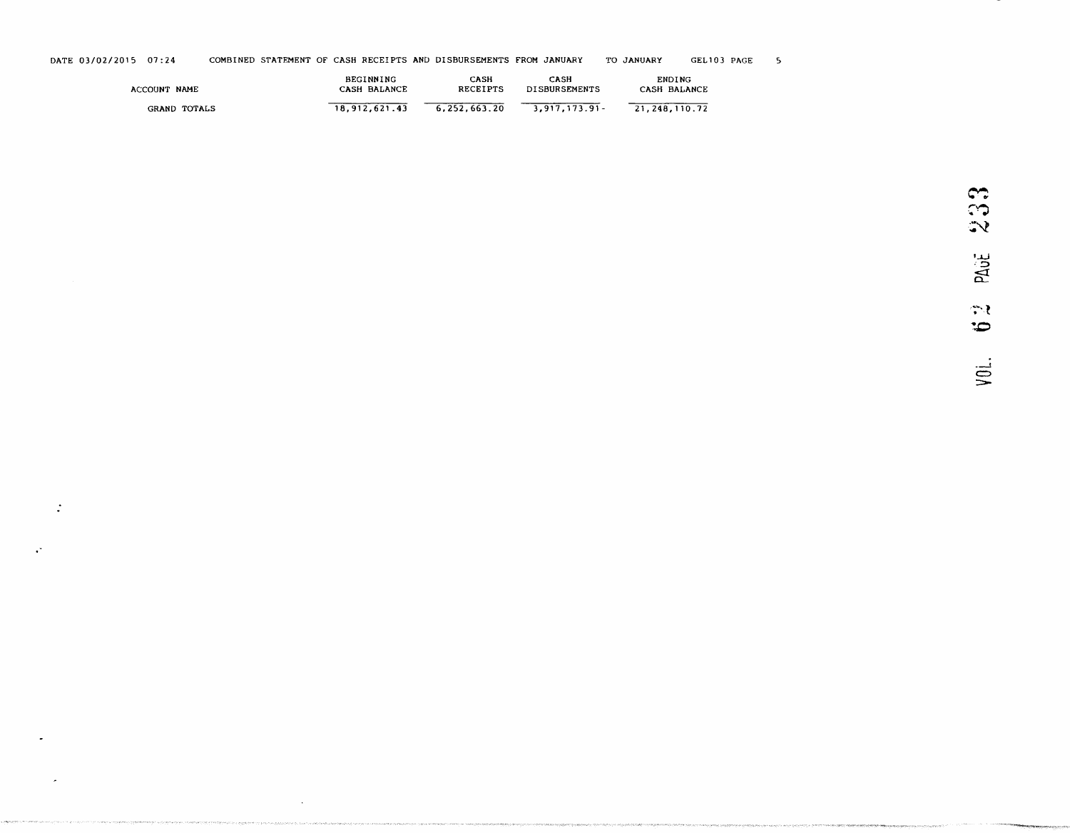DATE 03/02/2015 07:24 COMBINED STATEMENT OF CASH RECEIPTS AND DISBURSEMENTS FROM JANUARY TO JANUARY GEL103

| ACCOUNT NAME | BEGINNING CASH BALANCE | CASH RECEIPTS | CASH DISBURSEMENTS | ENDING CASH BALANCE |
|---|---|---|---|---|
| GRAND TOTALS | 18,912,621.43 | 6,252,663.20 | 3,917,173.91- | 21,248,110.72 |

VOL. 62 PAGE 233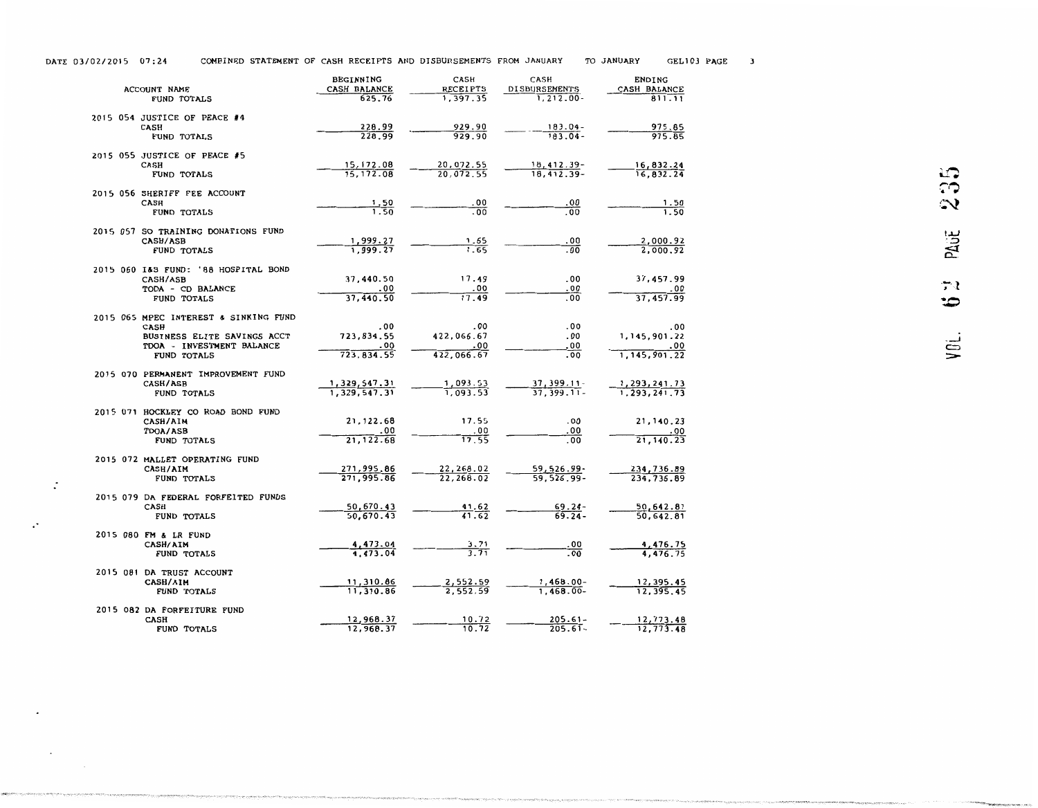DATE 03/02/2015 07:24 COMBINED STATEMENT OF CASH RECEIPTS AND DISBURSEMENTS FROM JANUARY TO JANUARY GEL103

| ACCOUNT NAME | BEGINNING CASH BALANCE | CASH RECEIPTS | CASH DISBURSEMENTS | ENDING CASH BALANCE |
|---|---|---|---|---|
| FUND TOTALS | 625.76 | 1,397.35 | 1,212.00- | 811.11 |
| **2015 054 JUSTICE OF PEACE #4** | | | | |
| CASH | 228.99 | 929.90 | 183.04- | 975.85 |
| FUND TOTALS | 228.99 | 929.90 | 183.04- | 975.85 |
| **2015 055 JUSTICE OF PEACE #5** | | | | |
| CASH | 15,172.08 | 20,072.55 | 18,412.39- | 16,832.24 |
| FUND TOTALS | 15,172.08 | 20,072.55 | 18,412.39- | 16,832.24 |
| **2015 056 SHERIFF FEE ACCOUNT** | | | | |
| CASH | 1.50 | .00 | .00 | 1.50 |
| FUND TOTALS | 1.50 | .00 | .00 | 1.50 |
| **2015 057 SO TRAINING DONATIONS FUND** | | | | |
| CASH/ASB | 1,999.27 | 1.65 | .00 | 2,000.92 |
| FUND TOTALS | 1,999.27 | 1.65 | .00 | 2,000.92 |
| **2015 060 I&S FUND: '88 HOSPITAL BOND** | | | | |
| CASH/ASB | 37,440.50 | 17.49 | .00 | 37,457.99 |
| TDOA - CD BALANCE | .00 | .00 | .00 | .00 |
| FUND TOTALS | 37,440.50 | 17.49 | .00 | 37,457.99 |
| **2015 065 MPEC INTEREST & SINKING FUND** | | | | |
| CASH | .00 | .00 | .00 | .00 |
| BUSINESS ELITE SAVINGS ACCT | 723,834.55 | 422,066.67 | .00 | 1,145,901.22 |
| TDOA - INVESTMENT BALANCE | .00 | .00 | .00 | .00 |
| FUND TOTALS | 723,834.55 | 422,066.67 | .00 | 1,145,901.22 |
| **2015 070 PERMANENT IMPROVEMENT FUND** | | | | |
| CASH/ASB | 1,329,547.31 | 1,093.53 | 37,399.11- | 1,293,241.73 |
| FUND TOTALS | 1,329,547.31 | 1,093.53 | 37,399.11- | 1,293,241.73 |
| **2015 071 HOCKLEY CO ROAD BOND FUND** | | | | |
| CASH/AIM | 21,122.68 | 17.55 | .00 | 21,140.23 |
| TDOA/ASB | .00 | .00 | .00 | .00 |
| FUND TOTALS | 21,122.68 | 17.55 | .00 | 21,140.23 |
| **2015 072 MALLET OPERATING FUND** | | | | |
| CASH/AIM | 271,995.86 | 22,268.02 | 59,526.99- | 234,736.89 |
| FUND TOTALS | 271,995.86 | 22,268.02 | 59,526.99- | 234,736.89 |
| **2015 079 DA FEDERAL FORFEITED FUNDS** | | | | |
| CASH | 50,670.43 | 41.62 | 69.24- | 50,642.81 |
| FUND TOTALS | 50,670.43 | 41.62 | 69.24- | 50,642.81 |
| **2015 080 FM & LR FUND** | | | | |
| CASH/AIM | 4,473.04 | 3.71 | .00 | 4,476.75 |
| FUND TOTALS | 4,473.04 | 3.71 | .00 | 4,476.75 |
| **2015 081 DA TRUST ACCOUNT** | | | | |
| CASH/AIM | 11,310.86 | 2,552.59 | 1,468.00- | 12,395.45 |
| FUND TOTALS | 11,310.86 | 2,552.59 | 1,468.00- | 12,395.45 |
| **2015 082 DA FORFEITURE FUND** | | | | |
| CASH | 12,968.37 | 10.72 | 205.61- | 12,773.48 |
| FUND TOTALS | 12,968.37 | 10.72 | 205.61- | 12,773.48 |

VOL 67 PAGE 235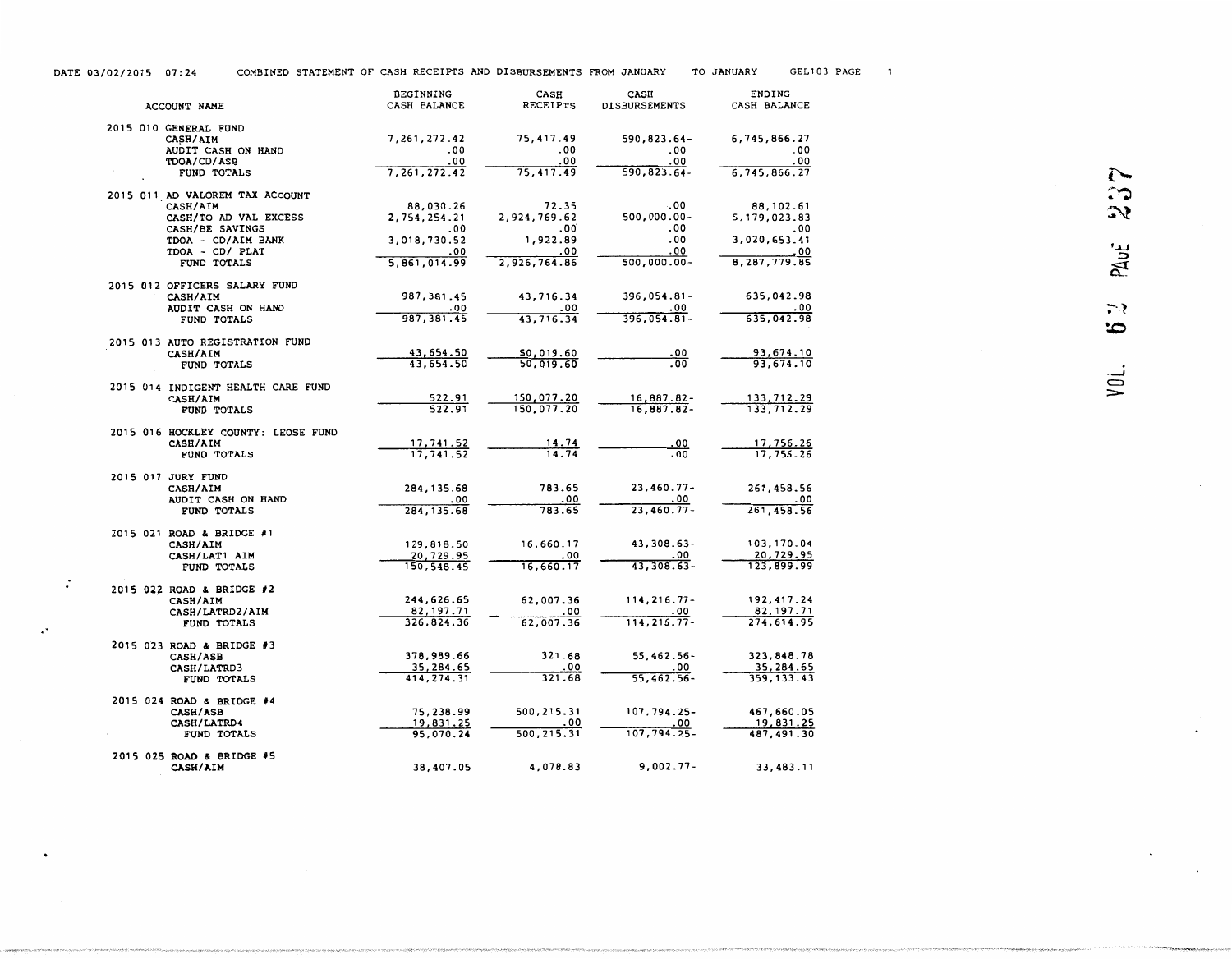DATE 03/02/2015 07:24 COMBINED STATEMENT OF CASH RECEIPTS AND DISBURSEMENTS FROM JANUARY TO JANUARY GEL103 PAGE 1

| ACCOUNT NAME | BEGINNING CASH BALANCE | CASH RECEIPTS | CASH DISBURSEMENTS | ENDING CASH BALANCE |
|---|---|---|---|---|
| **2015 010 GENERAL FUND** | | | | |
| CASH/AIM | 7,261,272.42 | 75,417.49 | 590,823.64- | 6,745,866.27 |
| AUDIT CASH ON HAND | .00 | .00 | .00 | .00 |
| TDOA/CD/ASB | .00 | .00 | .00 | .00 |
| FUND TOTALS | 7,261,272.42 | 75,417.49 | 590,823.64- | 6,745,866.27 |
| **2015 011 AD VALOREM TAX ACCOUNT** | | | | |
| CASH/AIM | 88,030.26 | 72.35 | .00 | 88,102.61 |
| CASH/TO AD VAL EXCESS | 2,754,254.21 | 2,924,769.62 | 500,000.00- | 5,179,023.83 |
| CASH/BE SAVINGS | .00 | .00 | .00 | .00 |
| TDOA - CD/AIM BANK | 3,018,730.52 | 1,922.89 | .00 | 3,020,653.41 |
| TDOA - CD/ PLAT | .00 | .00 | .00 | .00 |
| FUND TOTALS | 5,861,014.99 | 2,926,764.86 | 500,000.00- | 8,287,779.85 |
| **2015 012 OFFICERS SALARY FUND** | | | | |
| CASH/AIM | 987,381.45 | 43,716.34 | 396,054.81- | 635,042.98 |
| AUDIT CASH ON HAND | .00 | .00 | .00 | .00 |
| FUND TOTALS | 987,381.45 | 43,716.34 | 396,054.81- | 635,042.98 |
| **2015 013 AUTO REGISTRATION FUND** | | | | |
| CASH/AIM | 43,654.50 | 50,019.60 | .00 | 93,674.10 |
| FUND TOTALS | 43,654.50 | 50,019.60 | .00 | 93,674.10 |
| **2015 014 INDIGENT HEALTH CARE FUND** | | | | |
| CASH/AIM | 522.91 | 150,077.20 | 16,887.82- | 133,712.29 |
| FUND TOTALS | 522.91 | 150,077.20 | 16,887.82- | 133,712.29 |
| **2015 016 HOCKLEY COUNTY: LEOSE FUND** | | | | |
| CASH/AIM | 17,741.52 | 14.74 | .00 | 17,756.26 |
| FUND TOTALS | 17,741.52 | 14.74 | .00 | 17,756.26 |
| **2015 017 JURY FUND** | | | | |
| CASH/AIM | 284,135.68 | 783.65 | 23,460.77- | 261,458.56 |
| AUDIT CASH ON HAND | .00 | .00 | .00 | .00 |
| FUND TOTALS | 284,135.68 | 783.65 | 23,460.77- | 261,458.56 |
| **2015 021 ROAD & BRIDGE #1** | | | | |
| CASH/AIM | 129,818.50 | 16,660.17 | 43,308.63- | 103,170.04 |
| CASH/LAT1 AIM | 20,729.95 | .00 | .00 | 20,729.95 |
| FUND TOTALS | 150,548.45 | 16,660.17 | 43,308.63- | 123,899.99 |
| **2015 022 ROAD & BRIDGE #2** | | | | |
| CASH/AIM | 244,626.65 | 62,007.36 | 114,216.77- | 192,417.24 |
| CASH/LATRD2/AIM | 82,197.71 | .00 | .00 | 82,197.71 |
| FUND TOTALS | 326,824.36 | 62,007.36 | 114,216.77- | 274,614.95 |
| **2015 023 ROAD & BRIDGE #3** | | | | |
| CASH/ASB | 378,989.66 | 321.68 | 55,462.56- | 323,848.78 |
| CASH/LATRD3 | 35,284.65 | .00 | .00 | 35,284.65 |
| FUND TOTALS | 414,274.31 | 321.68 | 55,462.56- | 359,133.43 |
| **2015 024 ROAD & BRIDGE #4** | | | | |
| CASH/ASB | 75,238.99 | 500,215.31 | 107,794.25- | 467,660.05 |
| CASH/LATRD4 | 19,831.25 | .00 | .00 | 19,831.25 |
| FUND TOTALS | 95,070.24 | 500,215.31 | 107,794.25- | 487,491.30 |
| **2015 025 ROAD & BRIDGE #5** | | | | |
| CASH/AIM | 38,407.05 | 4,078.83 | 9,002.77- | 33,483.11 |

VOL. 67 PAGE 237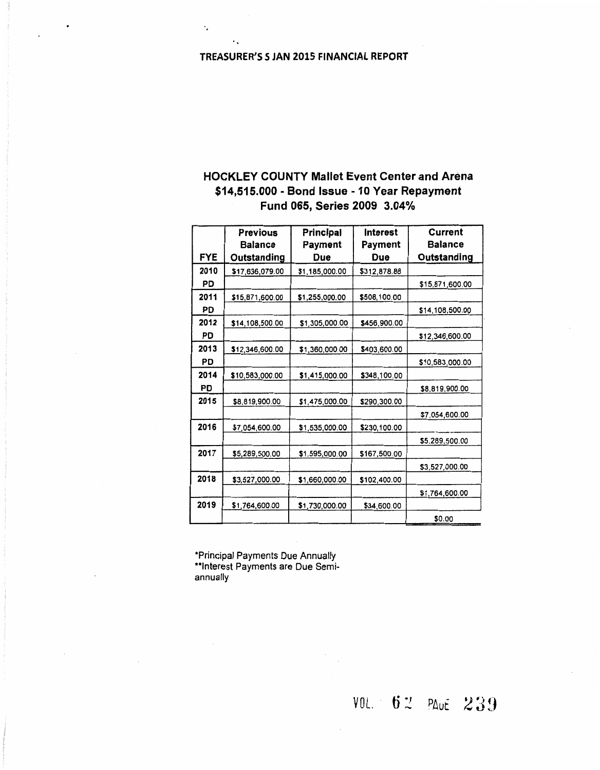**TREASURER'S S JAN 2015 FINANCIAL REPORT**

## HOCKLEY COUNTY Mallet Event Center and Arena
## $14,515.000 - Bond Issue - 10 Year Repayment
## Fund 065, Series 2009 3.04%

| FYE | Previous Balance Outstanding | Principal Payment Due | Interest Payment Due | Current Balance Outstanding |
|---|---|---|---|---|
| 2010 | $17,636,079.00 | $1,185,000.00 | $312,878.88 | |
| PD | | | | $15,871,600.00 |
| 2011 | $15,871,600.00 | $1,255,000.00 | $508,100.00 | |
| PD | | | | $14,108,500.00 |
| 2012 | $14,108,500.00 | $1,305,000.00 | $456,900.00 | |
| PD | | | | $12,346,600.00 |
| 2013 | $12,346,600.00 | $1,360,000.00 | $403,600.00 | |
| PD | | | | $10,583,000.00 |
| 2014 | $10,583,000.00 | $1,415,000.00 | $348,100.00 | |
| PD | | | | $8,819,900.00 |
| 2015 | $8,819,900.00 | $1,475,000.00 | $290,300.00 | |
| | | | | $7,054,600.00 |
| 2016 | $7,054,600.00 | $1,535,000.00 | $230,100.00 | |
| | | | | $5,289,500.00 |
| 2017 | $5,289,500.00 | $1,595,000.00 | $167,500.00 | |
| | | | | $3,527,000.00 |
| 2018 | $3,527,000.00 | $1,660,000.00 | $102,400.00 | |
| | | | | $1,764,600.00 |
| 2019 | $1,764,600.00 | $1,730,000.00 | $34,600.00 | |
| | | | | $0.00 |

*Principal Payments Due Annually
**Interest Payments are Due Semi-annually

VOL. 62 PAGE 239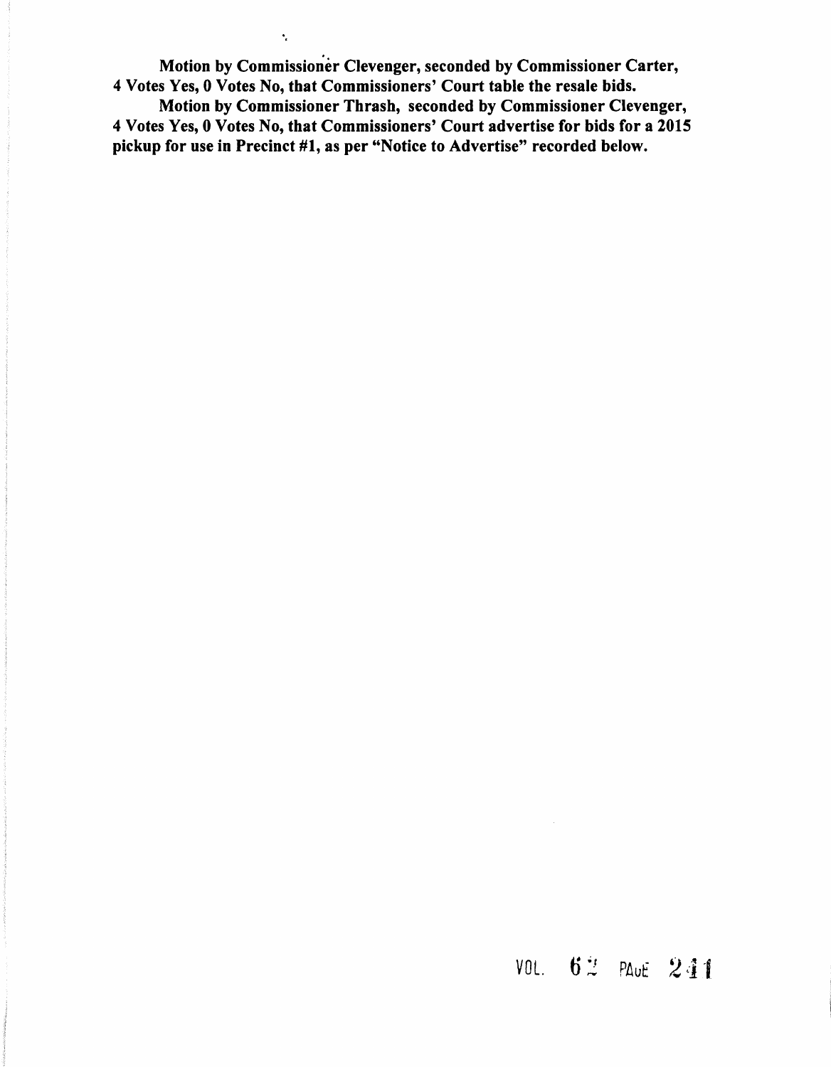**Motion by Commissioner Clevenger, seconded by Commissioner Carter, 4 Votes Yes, 0 Votes No, that Commissioners' Court table the resale bids.**

**Motion by Commissioner Thrash, seconded by Commissioner Clevenger, 4 Votes Yes, 0 Votes No, that Commissioners' Court advertise for bids for a 2015 pickup for use in Precinct #1, as per "Notice to Advertise" recorded below.**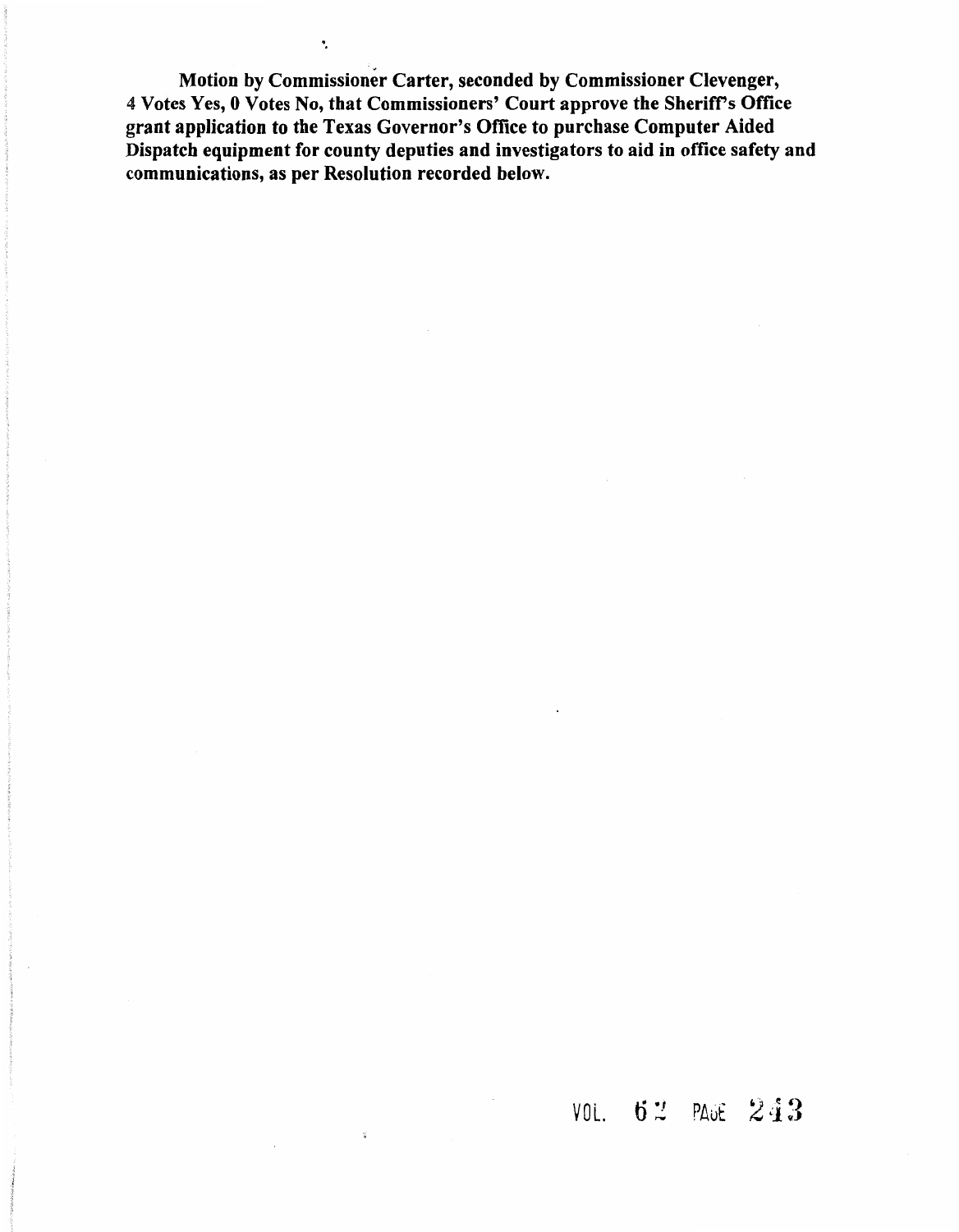**Motion by Commissioner Carter, seconded by Commissioner Clevenger, 4 Votes Yes, 0 Votes No, that Commissioners' Court approve the Sheriff's Office grant application to the Texas Governor's Office to purchase Computer Aided Dispatch equipment for county deputies and investigators to aid in office safety and communications, as per Resolution recorded below.**

VOL. 62 PAGE 243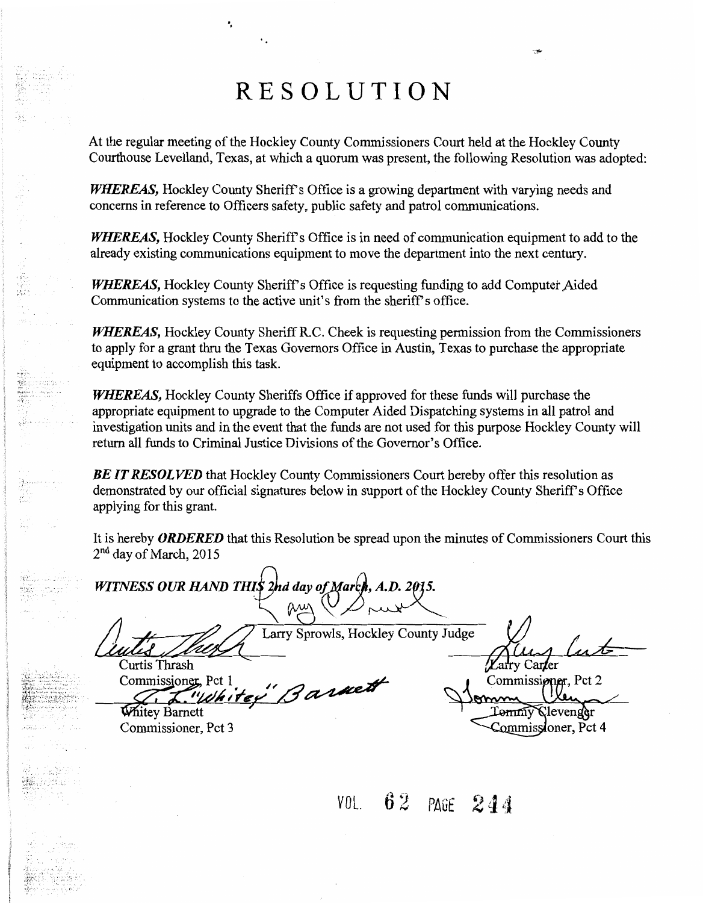# RESOLUTION

At the regular meeting of the Hockley County Commissioners Court held at the Hockley County Courthouse Levelland, Texas, at which a quorum was present, the following Resolution was adopted:

***WHEREAS,*** Hockley County Sheriff's Office is a growing department with varying needs and concerns in reference to Officers safety, public safety and patrol communications.

***WHEREAS,*** Hockley County Sheriff's Office is in need of communication equipment to add to the already existing communications equipment to move the department into the next century.

***WHEREAS,*** Hockley County Sheriff's Office is requesting funding to add Computer Aided Communication systems to the active unit's from the sheriff's office.

***WHEREAS,*** Hockley County Sheriff R.C. Cheek is requesting permission from the Commissioners to apply for a grant thru the Texas Governors Office in Austin, Texas to purchase the appropriate equipment to accomplish this task.

***WHEREAS,*** Hockley County Sheriffs Office if approved for these funds will purchase the appropriate equipment to upgrade to the Computer Aided Dispatching systems in all patrol and investigation units and in the event that the funds are not used for this purpose Hockley County will return all funds to Criminal Justice Divisions of the Governor's Office.

***BE IT RESOLVED*** that Hockley County Commissioners Court hereby offer this resolution as demonstrated by our official signatures below in support of the Hockley County Sheriff's Office applying for this grant.

It is hereby ***ORDERED*** that this Resolution be spread upon the minutes of Commissioners Court this 2nd day of March, 2015

***WITNESS OUR HAND THIS 2nd day of March, A.D. 2015.***

Larry Sprowls, Hockley County Judge

Curtis Thrash
Commissioner, Pct 1

Larry Carter
Commissioner, Pct 2

Whitey Barnett
Commissioner, Pct 3

Tommy Clevenger
Commissioner, Pct 4

VOL. 62 PAGE 244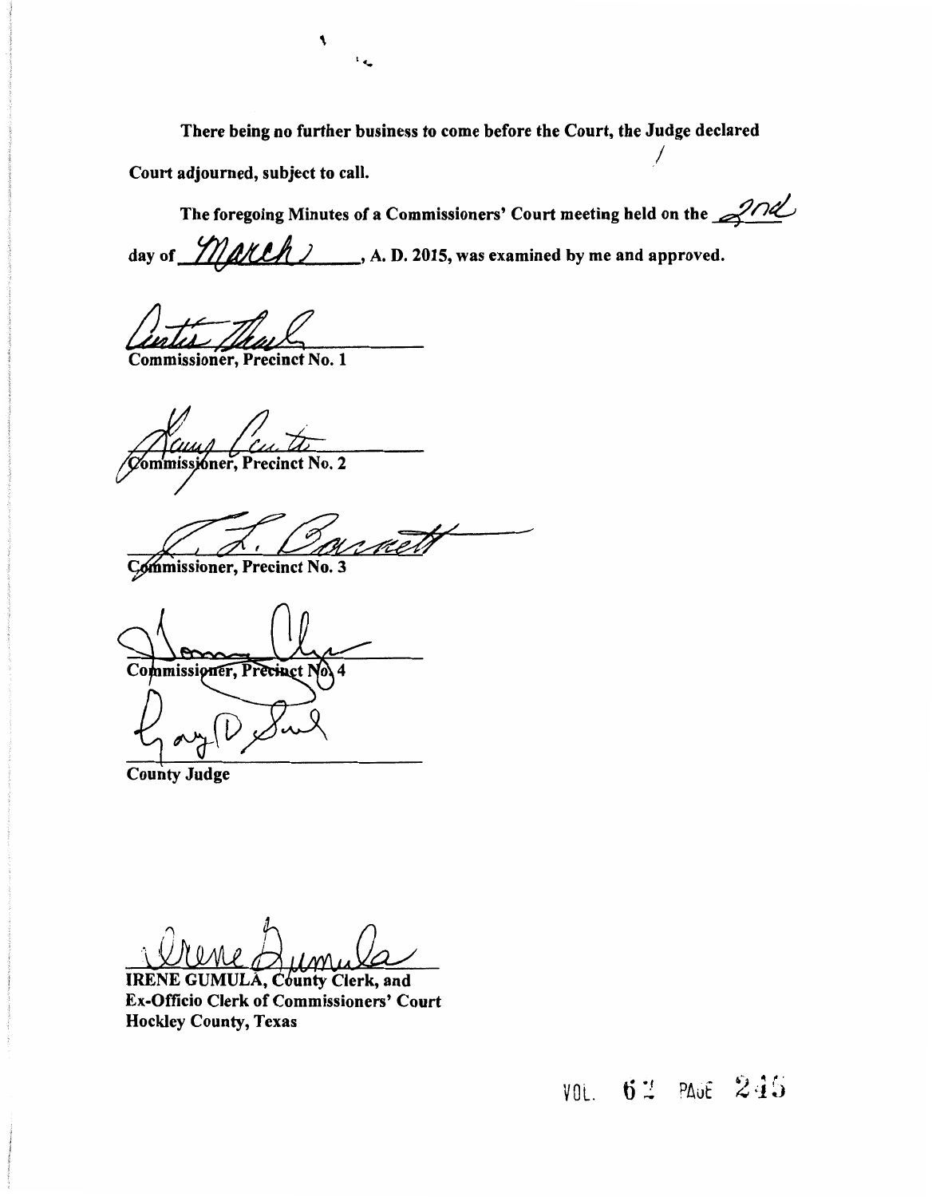There being no further business to come before the Court, the Judge declared Court adjourned, subject to call.

The foregoing Minutes of a Commissioners' Court meeting held on the 2nd day of March, A. D. 2015, was examined by me and approved.

Commissioner, Precinct No. 1

Commissioner, Precinct No. 2

Commissioner, Precinct No. 3

Commissioner, Precinct No. 4

County Judge

IRENE GUMULA, County Clerk, and
Ex-Officio Clerk of Commissioners' Court
Hockley County, Texas

VOL. 62 PAGE 245